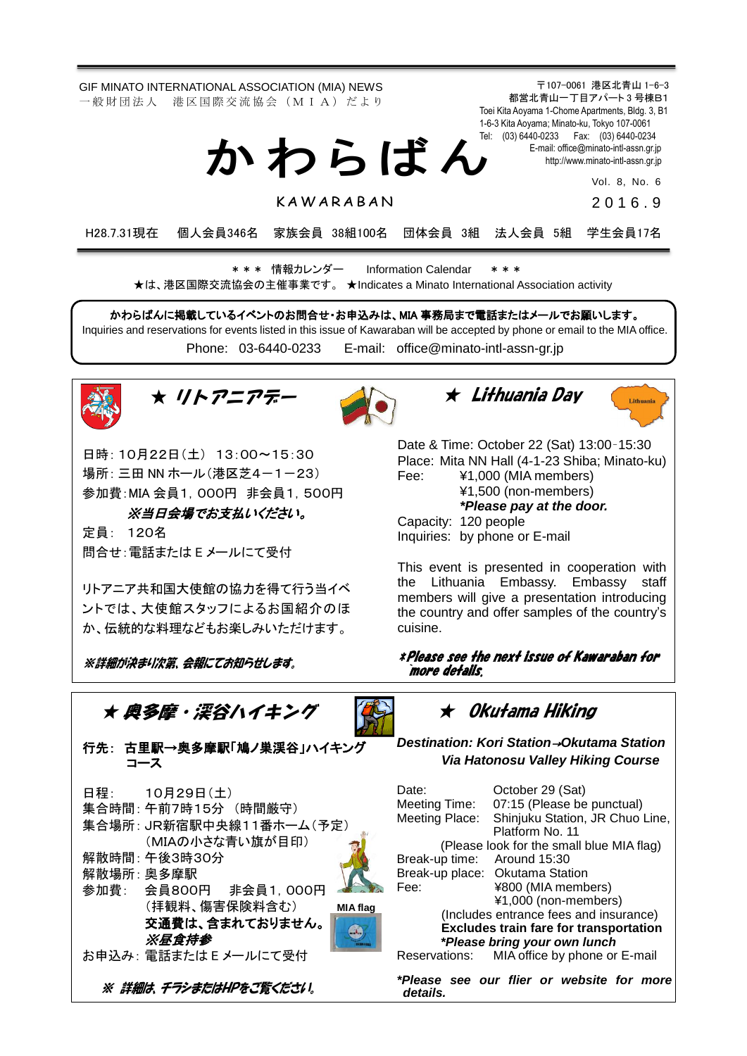GIF MINATO INTERNATIONAL ASSOCIATION (MIA) NEWS
一般財団法人　港区国際交流協会（ＭＩＡ）だより

〒107-0061 港区北青山1-6-3
都営北青山一丁目アパート3号棟B1
Toei Kita Aoyama 1-Chome Apartments, Bldg. 3, B1
1-6-3 Kita Aoyama; Minato-ku, Tokyo 107-0061
Tel: (03) 6440-0233 Fax: (03) 6440-0234
E-mail: office@minato-intl-assn.gr.jp
http://www.minato-intl-assn.gr.jp

# かわらばん

KAWARABAN

Vol. 8, No. 6
2016.9

H28.7.31現在　個人会員346名　家族会員 38組100名　団体会員 3組　法人会員 5組　学生会員17名

＊＊＊ 情報カレンダー　Information Calendar ＊＊＊
★は、港区国際交流協会の主催事業です。 ★Indicates a Minato International Association activity

**かわらばんに掲載しているイベントのお問合せ・お申込みは、MIA 事務局まで電話またはメールでお願いします。**
Inquiries and reservations for events listed in this issue of Kawaraban will be accepted by phone or email to the MIA office.
Phone: 03-6440-0233　E-mail: office@minato-intl-assn-gr.jp

## ★ リトアニアデー

日時：10月22日（土） 13:00～15:30
場所：三田 NN ホール（港区芝4－1－23）
参加費：MIA 会員1，000円　非会員1，500円
***※当日会場でお支払いください。***
定員： 120名
問合せ：電話または E メールにて受付

リトアニア共和国大使館の協力を得て行う当イベントでは、大使館スタッフによるお国紹介のほか、伝統的な料理などもお楽しみいただけます。

***※詳細が決まり次第、会報にてお知らせします。***

## ★ Lithuania Day

Date & Time: October 22 (Sat) 13:00-15:30
Place: Mita NN Hall (4-1-23 Shiba; Minato-ku)
Fee: ¥1,000 (MIA members)
¥1,500 (non-members)
***\*Please pay at the door.***
Capacity: 120 people
Inquiries: by phone or E-mail

This event is presented in cooperation with the Lithuania Embassy. Embassy staff members will give a presentation introducing the country and offer samples of the country's cuisine.

***\*Please see the next issue of Kawaraban for more details.***

## ★ 奥多摩・深谷ハイキング

**行先： 古里駅→奥多摩駅「鳩ノ巣渓谷」ハイキングコース**

日程： 10月29日（土）
集合時間：午前7時15分 （時間厳守）
集合場所：JR新宿駅中央線11番ホーム（予定）
（MIAの小さな青い旗が目印）
解散時間：午後3時30分
解散場所：奥多摩駅
参加費： 会員800円　非会員1，000円
（拝観料、傷害保険料含む）
**交通費は、含まれておりません。**
***※昼食持参***
お申込み：電話または E メールにて受付

MIA flag

***※ 詳細は、チラシまたはHPをご覧ください。***

## ★ Okutama Hiking

***Destination: Kori Station→Okutama Station Via Hatonosu Valley Hiking Course***

Date: October 29 (Sat)
Meeting Time: 07:15 (Please be punctual)
Meeting Place: Shinjuku Station, JR Chuo Line, Platform No. 11
(Please look for the small blue MIA flag)
Break-up time: Around 15:30
Break-up place: Okutama Station
Fee: ¥800 (MIA members)
¥1,000 (non-members)
(Includes entrance fees and insurance)
**Excludes train fare for transportation**
***\*Please bring your own lunch***
Reservations: MIA office by phone or E-mail

***\*Please see our flier or website for more details.***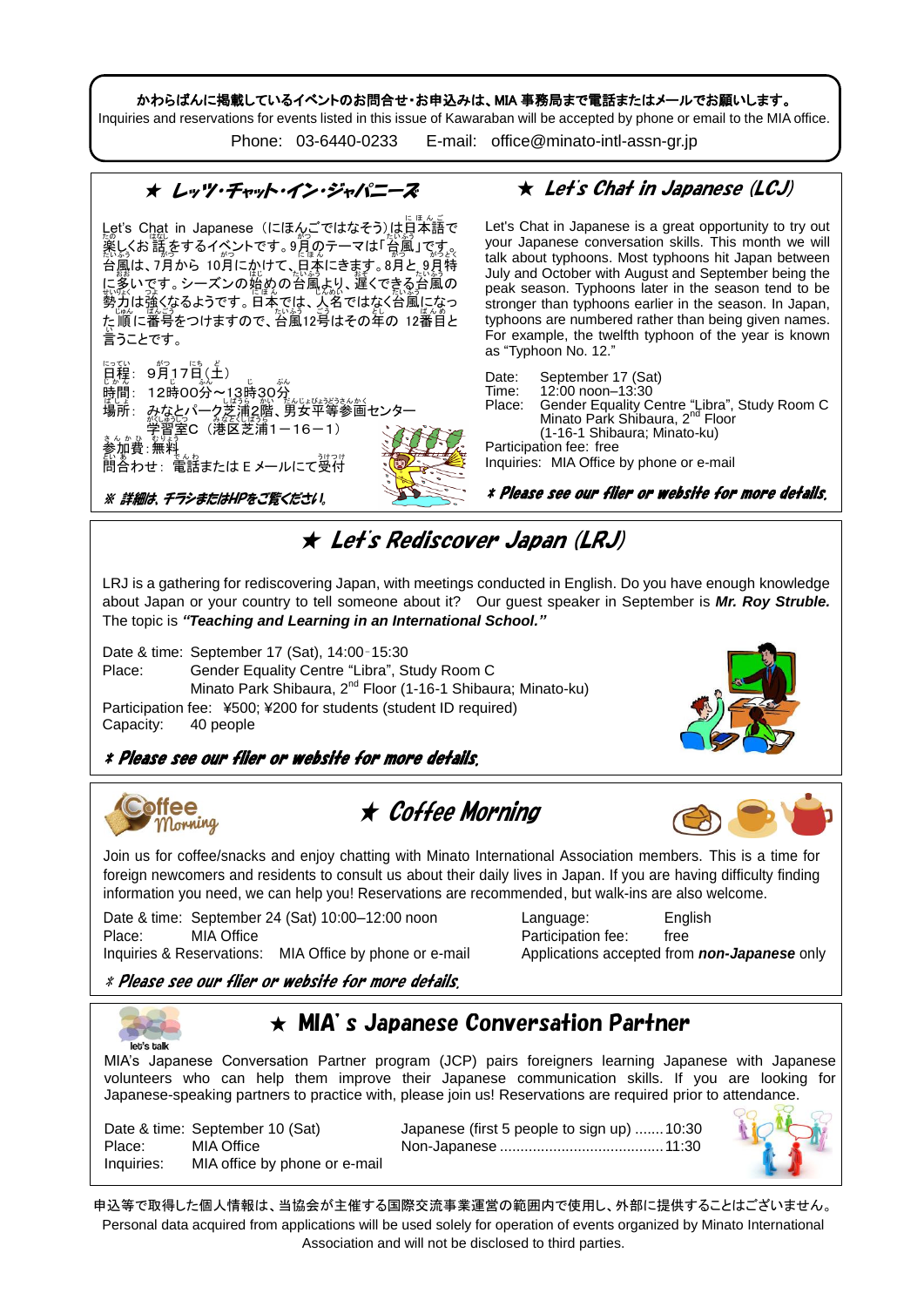かわらばんに掲載しているイベントのお問合せ・お申込みは、MIA 事務局まで電話またはメールでお願いします。

Inquiries and reservations for events listed in this issue of Kawaraban will be accepted by phone or email to the MIA office.

Phone: 03-6440-0233  E-mail: office@minato-intl-assn-gr.jp

## ★ レッツ・チャット・イン・ジャパニーズ

Let's Chat in Japanese（にほんごではなそう）は日本語で楽しくお話をするイベントです。9月のテーマは「台風」です。台風は、7月から 10月にかけて、日本にきます。8月と 9月特に多いです。シーズンの始めの台風より、遅くできる台風の勢力は強くなるようです。日本では、人名ではなく台風になった順に番号をつけますので、台風12号はその年の 12番目と言うことです。

日程： 9月17日（土）
時間： 12時00分～13時30分
場所： みなとパーク芝浦2階、男女平等参画センター学習室C（港区芝浦1－16－1）
参加費：無料
問合わせ： 電話または E メールにて受付

※ 詳細は、チラシまたはHPをご覧ください。

## ★ Let's Chat in Japanese (LCJ)

Let's Chat in Japanese is a great opportunity to try out your Japanese conversation skills. This month we will talk about typhoons. Most typhoons hit Japan between July and October with August and September being the peak season. Typhoons later in the season tend to be stronger than typhoons earlier in the season. In Japan, typhoons are numbered rather than being given names. For example, the twelfth typhoon of the year is known as "Typhoon No. 12."

Date: September 17 (Sat)
Time: 12:00 noon–13:30
Place: Gender Equality Centre "Libra", Study Room C
Minato Park Shibaura, 2nd Floor
(1-16-1 Shibaura; Minato-ku)
Participation fee: free
Inquiries: MIA Office by phone or e-mail

*\* Please see our flier or website for more details.*

## ★ Let's Rediscover Japan (LRJ)

LRJ is a gathering for rediscovering Japan, with meetings conducted in English. Do you have enough knowledge about Japan or your country to tell someone about it? Our guest speaker in September is ***Mr. Roy Struble.*** The topic is ***"Teaching and Learning in an International School."***

Date & time: September 17 (Sat), 14:00-15:30
Place: Gender Equality Centre "Libra", Study Room C
Minato Park Shibaura, 2nd Floor (1-16-1 Shibaura; Minato-ku)
Participation fee: ¥500; ¥200 for students (student ID required)
Capacity: 40 people

*\* Please see our flier or website for more details.*

## ★ Coffee Morning

Join us for coffee/snacks and enjoy chatting with Minato International Association members. This is a time for foreign newcomers and residents to consult us about their daily lives in Japan. If you are having difficulty finding information you need, we can help you! Reservations are recommended, but walk-ins are also welcome.

Date & time: September 24 (Sat) 10:00–12:00 noon
Place: MIA Office
Inquiries & Reservations: MIA Office by phone or e-mail
Language: English
Participation fee: free
Applications accepted from ***non-Japanese*** only

*\* Please see our flier or website for more details.*

## ★ MIA's Japanese Conversation Partner

MIA's Japanese Conversation Partner program (JCP) pairs foreigners learning Japanese with Japanese volunteers who can help them improve their Japanese communication skills. If you are looking for Japanese-speaking partners to practice with, please join us! Reservations are required prior to attendance.

Date & time: September 10 (Sat)
Place: MIA Office
Inquiries: MIA office by phone or e-mail

Japanese (first 5 people to sign up) ....... 10:30
Non-Japanese ........................................ 11:30

申込等で取得した個人情報は、当協会が主催する国際交流事業運営の範囲内で使用し、外部に提供することはございません。

Personal data acquired from applications will be used solely for operation of events organized by Minato International Association and will not be disclosed to third parties.